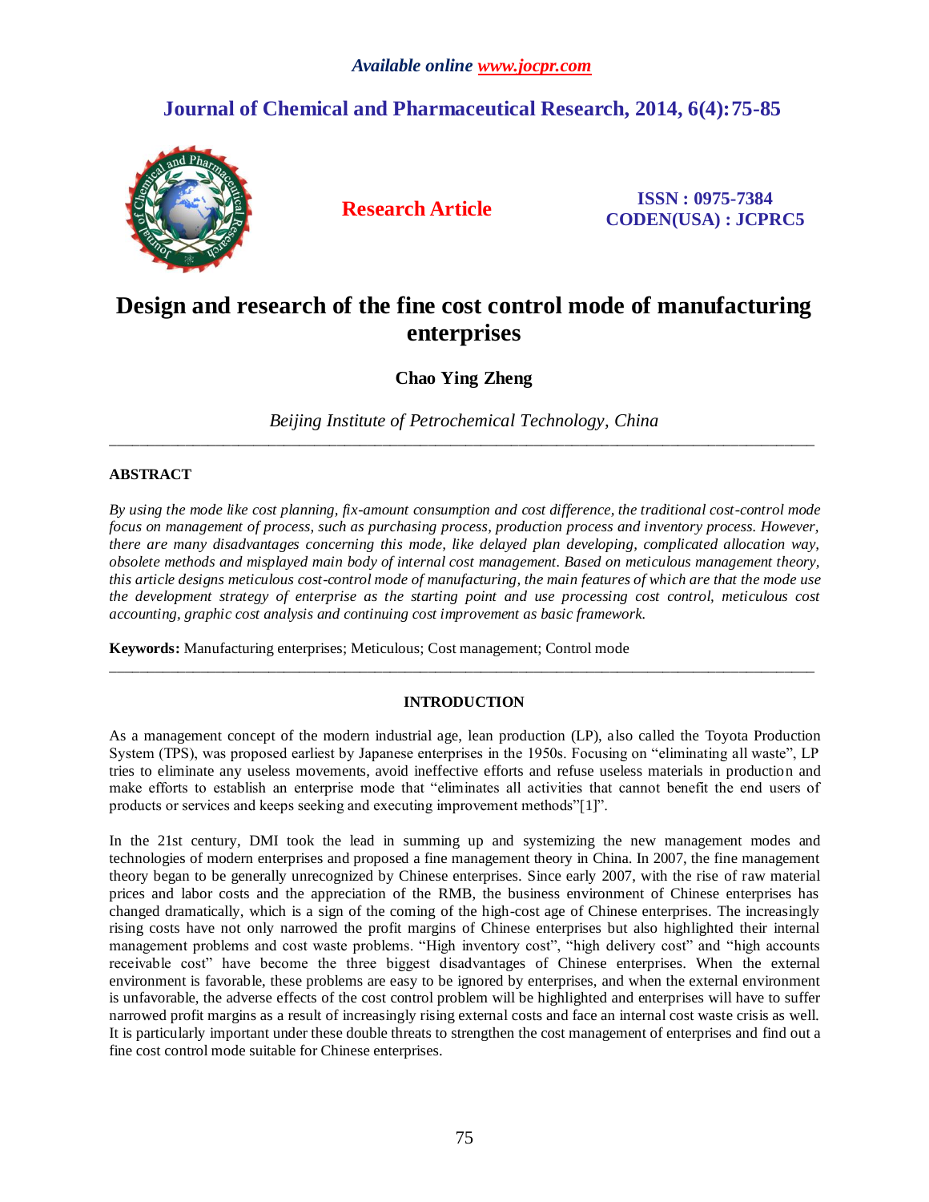*Available online www.jocpr.com*

## Journal of Chemical and Pharmaceutical Research, 2014, 6(4):75-85

**Research Article**

**ISSN : 0975-7384**
**CODEN(USA) : JCPRC5**

# Design and research of the fine cost control mode of manufacturing enterprises

**Chao Ying Zheng**

*Beijing Institute of Petrochemical Technology, China*

---

**ABSTRACT**

*By using the mode like cost planning, fix-amount consumption and cost difference, the traditional cost-control mode focus on management of process, such as purchasing process, production process and inventory process. However, there are many disadvantages concerning this mode, like delayed plan developing, complicated allocation way, obsolete methods and misplayed main body of internal cost management. Based on meticulous management theory, this article designs meticulous cost-control mode of manufacturing, the main features of which are that the mode use the development strategy of enterprise as the starting point and use processing cost control, meticulous cost accounting, graphic cost analysis and continuing cost improvement as basic framework.*

**Keywords:** Manufacturing enterprises; Meticulous; Cost management; Control mode

---

## INTRODUCTION

As a management concept of the modern industrial age, lean production (LP), also called the Toyota Production System (TPS), was proposed earliest by Japanese enterprises in the 1950s. Focusing on "eliminating all waste", LP tries to eliminate any useless movements, avoid ineffective efforts and refuse useless materials in production and make efforts to establish an enterprise mode that "eliminates all activities that cannot benefit the end users of products or services and keeps seeking and executing improvement methods"[1]".

In the 21st century, DMI took the lead in summing up and systemizing the new management modes and technologies of modern enterprises and proposed a fine management theory in China. In 2007, the fine management theory began to be generally unrecognized by Chinese enterprises. Since early 2007, with the rise of raw material prices and labor costs and the appreciation of the RMB, the business environment of Chinese enterprises has changed dramatically, which is a sign of the coming of the high-cost age of Chinese enterprises. The increasingly rising costs have not only narrowed the profit margins of Chinese enterprises but also highlighted their internal management problems and cost waste problems. "High inventory cost", "high delivery cost" and "high accounts receivable cost" have become the three biggest disadvantages of Chinese enterprises. When the external environment is favorable, these problems are easy to be ignored by enterprises, and when the external environment is unfavorable, the adverse effects of the cost control problem will be highlighted and enterprises will have to suffer narrowed profit margins as a result of increasingly rising external costs and face an internal cost waste crisis as well. It is particularly important under these double threats to strengthen the cost management of enterprises and find out a fine cost control mode suitable for Chinese enterprises.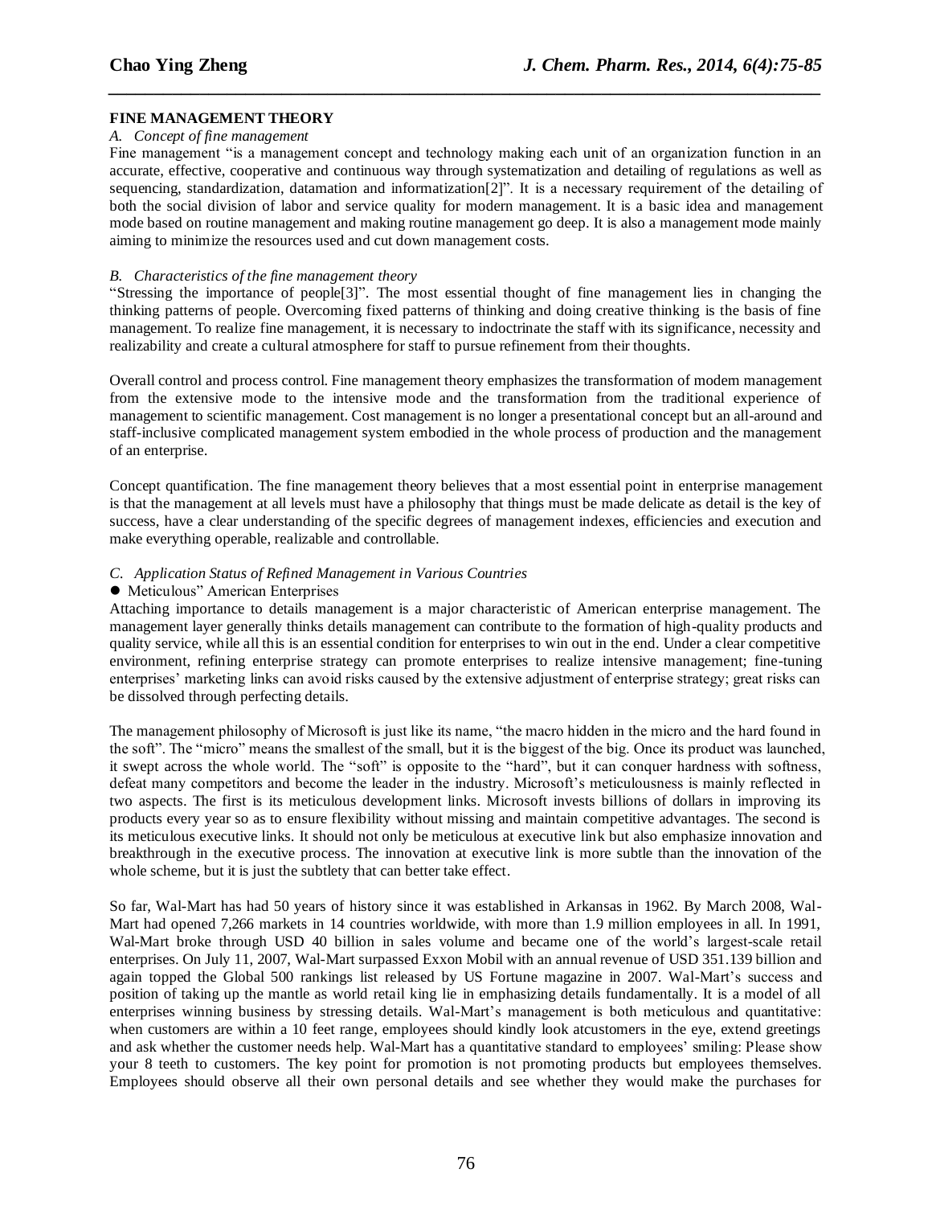## FINE MANAGEMENT THEORY

### *A. Concept of fine management*

Fine management "is a management concept and technology making each unit of an organization function in an accurate, effective, cooperative and continuous way through systematization and detailing of regulations as well as sequencing, standardization, datamation and informatization[2]". It is a necessary requirement of the detailing of both the social division of labor and service quality for modern management. It is a basic idea and management mode based on routine management and making routine management go deep. It is also a management mode mainly aiming to minimize the resources used and cut down management costs.

### *B. Characteristics of the fine management theory*

"Stressing the importance of people[3]". The most essential thought of fine management lies in changing the thinking patterns of people. Overcoming fixed patterns of thinking and doing creative thinking is the basis of fine management. To realize fine management, it is necessary to indoctrinate the staff with its significance, necessity and realizability and create a cultural atmosphere for staff to pursue refinement from their thoughts.

Overall control and process control. Fine management theory emphasizes the transformation of modern management from the extensive mode to the intensive mode and the transformation from the traditional experience of management to scientific management. Cost management is no longer a presentational concept but an all-around and staff-inclusive complicated management system embodied in the whole process of production and the management of an enterprise.

Concept quantification. The fine management theory believes that a most essential point in enterprise management is that the management at all levels must have a philosophy that things must be made delicate as detail is the key of success, have a clear understanding of the specific degrees of management indexes, efficiencies and execution and make everything operable, realizable and controllable.

### *C. Application Status of Refined Management in Various Countries*

- Meticulous" American Enterprises

Attaching importance to details management is a major characteristic of American enterprise management. The management layer generally thinks details management can contribute to the formation of high-quality products and quality service, while all this is an essential condition for enterprises to win out in the end. Under a clear competitive environment, refining enterprise strategy can promote enterprises to realize intensive management; fine-tuning enterprises' marketing links can avoid risks caused by the extensive adjustment of enterprise strategy; great risks can be dissolved through perfecting details.

The management philosophy of Microsoft is just like its name, "the macro hidden in the micro and the hard found in the soft". The "micro" means the smallest of the small, but it is the biggest of the big. Once its product was launched, it swept across the whole world. The "soft" is opposite to the "hard", but it can conquer hardness with softness, defeat many competitors and become the leader in the industry. Microsoft's meticulousness is mainly reflected in two aspects. The first is its meticulous development links. Microsoft invests billions of dollars in improving its products every year so as to ensure flexibility without missing and maintain competitive advantages. The second is its meticulous executive links. It should not only be meticulous at executive link but also emphasize innovation and breakthrough in the executive process. The innovation at executive link is more subtle than the innovation of the whole scheme, but it is just the subtlety that can better take effect.

So far, Wal-Mart has had 50 years of history since it was established in Arkansas in 1962. By March 2008, Wal-Mart had opened 7,266 markets in 14 countries worldwide, with more than 1.9 million employees in all. In 1991, Wal-Mart broke through USD 40 billion in sales volume and became one of the world's largest-scale retail enterprises. On July 11, 2007, Wal-Mart surpassed Exxon Mobil with an annual revenue of USD 351.139 billion and again topped the Global 500 rankings list released by US Fortune magazine in 2007. Wal-Mart's success and position of taking up the mantle as world retail king lie in emphasizing details fundamentally. It is a model of all enterprises winning business by stressing details. Wal-Mart's management is both meticulous and quantitative: when customers are within a 10 feet range, employees should kindly look atcustomers in the eye, extend greetings and ask whether the customer needs help. Wal-Mart has a quantitative standard to employees' smiling: Please show your 8 teeth to customers. The key point for promotion is not promoting products but employees themselves. Employees should observe all their own personal details and see whether they would make the purchases for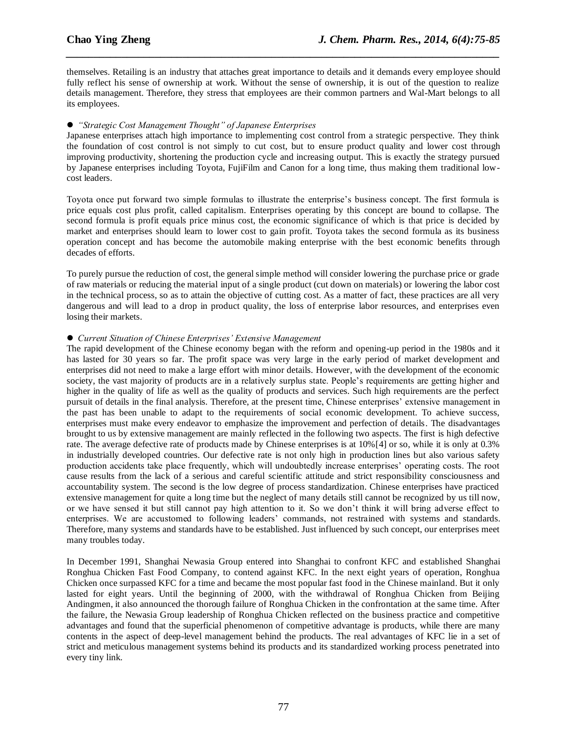themselves. Retailing is an industry that attaches great importance to details and it demands every employee should fully reflect his sense of ownership at work. Without the sense of ownership, it is out of the question to realize details management. Therefore, they stress that employees are their common partners and Wal-Mart belongs to all its employees.

- *"Strategic Cost Management Thought" of Japanese Enterprises*

Japanese enterprises attach high importance to implementing cost control from a strategic perspective. They think the foundation of cost control is not simply to cut cost, but to ensure product quality and lower cost through improving productivity, shortening the production cycle and increasing output. This is exactly the strategy pursued by Japanese enterprises including Toyota, FujiFilm and Canon for a long time, thus making them traditional low-cost leaders.

Toyota once put forward two simple formulas to illustrate the enterprise's business concept. The first formula is price equals cost plus profit, called capitalism. Enterprises operating by this concept are bound to collapse. The second formula is profit equals price minus cost, the economic significance of which is that price is decided by market and enterprises should learn to lower cost to gain profit. Toyota takes the second formula as its business operation concept and has become the automobile making enterprise with the best economic benefits through decades of efforts.

To purely pursue the reduction of cost, the general simple method will consider lowering the purchase price or grade of raw materials or reducing the material input of a single product (cut down on materials) or lowering the labor cost in the technical process, so as to attain the objective of cutting cost. As a matter of fact, these practices are all very dangerous and will lead to a drop in product quality, the loss of enterprise labor resources, and enterprises even losing their markets.

- *Current Situation of Chinese Enterprises' Extensive Management*

The rapid development of the Chinese economy began with the reform and opening-up period in the 1980s and it has lasted for 30 years so far. The profit space was very large in the early period of market development and enterprises did not need to make a large effort with minor details. However, with the development of the economic society, the vast majority of products are in a relatively surplus state. People's requirements are getting higher and higher in the quality of life as well as the quality of products and services. Such high requirements are the perfect pursuit of details in the final analysis. Therefore, at the present time, Chinese enterprises' extensive management in the past has been unable to adapt to the requirements of social economic development. To achieve success, enterprises must make every endeavor to emphasize the improvement and perfection of details. The disadvantages brought to us by extensive management are mainly reflected in the following two aspects. The first is high defective rate. The average defective rate of products made by Chinese enterprises is at 10%[4] or so, while it is only at 0.3% in industrially developed countries. Our defective rate is not only high in production lines but also various safety production accidents take place frequently, which will undoubtedly increase enterprises' operating costs. The root cause results from the lack of a serious and careful scientific attitude and strict responsibility consciousness and accountability system. The second is the low degree of process standardization. Chinese enterprises have practiced extensive management for quite a long time but the neglect of many details still cannot be recognized by us till now, or we have sensed it but still cannot pay high attention to it. So we don't think it will bring adverse effect to enterprises. We are accustomed to following leaders' commands, not restrained with systems and standards. Therefore, many systems and standards have to be established. Just influenced by such concept, our enterprises meet many troubles today.

In December 1991, Shanghai Newasia Group entered into Shanghai to confront KFC and established Shanghai Ronghua Chicken Fast Food Company, to contend against KFC. In the next eight years of operation, Ronghua Chicken once surpassed KFC for a time and became the most popular fast food in the Chinese mainland. But it only lasted for eight years. Until the beginning of 2000, with the withdrawal of Ronghua Chicken from Beijing Andingmen, it also announced the thorough failure of Ronghua Chicken in the confrontation at the same time. After the failure, the Newasia Group leadership of Ronghua Chicken reflected on the business practice and competitive advantages and found that the superficial phenomenon of competitive advantage is products, while there are many contents in the aspect of deep-level management behind the products. The real advantages of KFC lie in a set of strict and meticulous management systems behind its products and its standardized working process penetrated into every tiny link.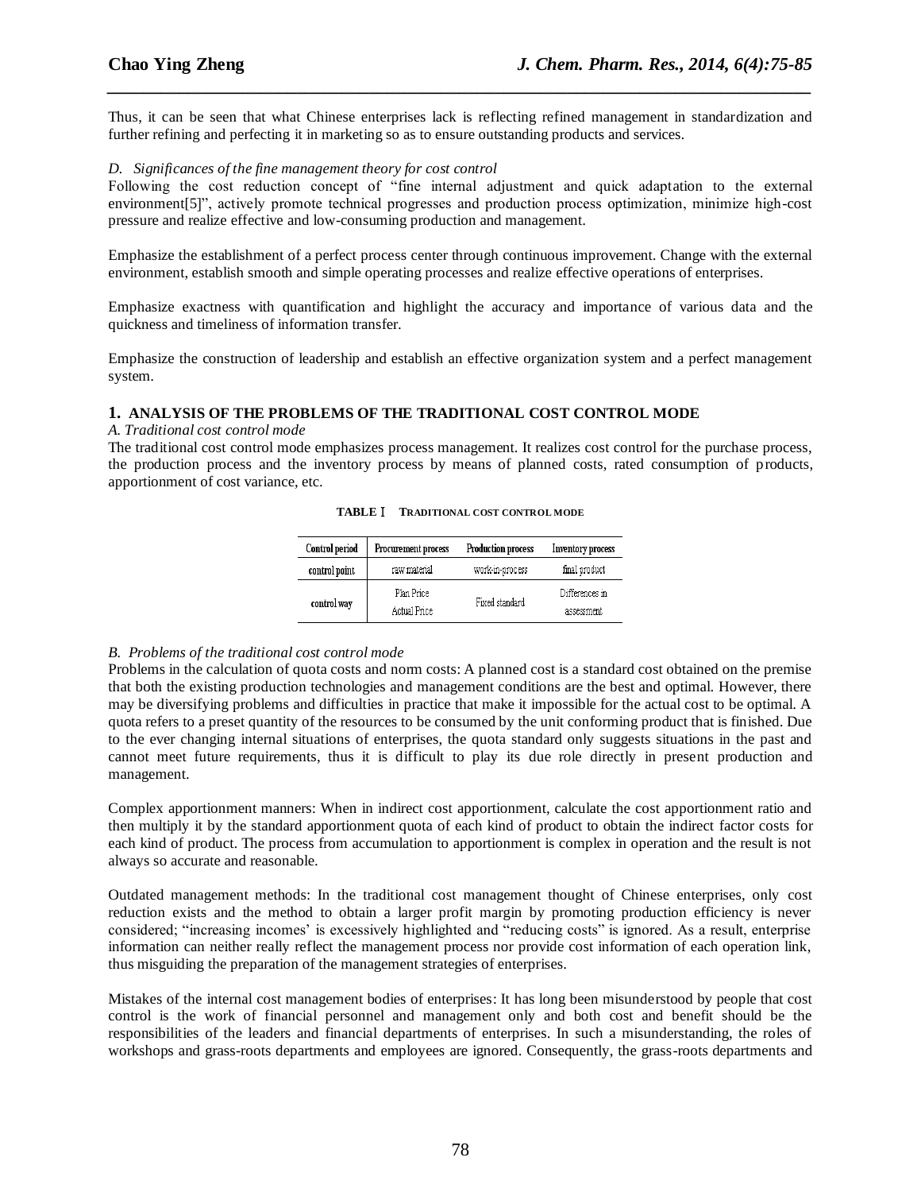Thus, it can be seen that what Chinese enterprises lack is reflecting refined management in standardization and further refining and perfecting it in marketing so as to ensure outstanding products and services.

*D. Significances of the fine management theory for cost control*

Following the cost reduction concept of "fine internal adjustment and quick adaptation to the external environment[5]", actively promote technical progresses and production process optimization, minimize high-cost pressure and realize effective and low-consuming production and management.

Emphasize the establishment of a perfect process center through continuous improvement. Change with the external environment, establish smooth and simple operating processes and realize effective operations of enterprises.

Emphasize exactness with quantification and highlight the accuracy and importance of various data and the quickness and timeliness of information transfer.

Emphasize the construction of leadership and establish an effective organization system and a perfect management system.

## 1. ANALYSIS OF THE PROBLEMS OF THE TRADITIONAL COST CONTROL MODE

*A. Traditional cost control mode*

The traditional cost control mode emphasizes process management. It realizes cost control for the purchase process, the production process and the inventory process by means of planned costs, rated consumption of products, apportionment of cost variance, etc.

**TABLE Ⅰ TRADITIONAL COST CONTROL MODE**

| Control period | Procurement process | Production process | Inventory process |
|---|---|---|---|
| control point | raw material | work-in-process | final product |
| control way | Plan Price<br>Actual Price | Fixed standard | Differences in assessment |

*B. Problems of the traditional cost control mode*

Problems in the calculation of quota costs and norm costs: A planned cost is a standard cost obtained on the premise that both the existing production technologies and management conditions are the best and optimal. However, there may be diversifying problems and difficulties in practice that make it impossible for the actual cost to be optimal. A quota refers to a preset quantity of the resources to be consumed by the unit conforming product that is finished. Due to the ever changing internal situations of enterprises, the quota standard only suggests situations in the past and cannot meet future requirements, thus it is difficult to play its due role directly in present production and management.

Complex apportionment manners: When in indirect cost apportionment, calculate the cost apportionment ratio and then multiply it by the standard apportionment quota of each kind of product to obtain the indirect factor costs for each kind of product. The process from accumulation to apportionment is complex in operation and the result is not always so accurate and reasonable.

Outdated management methods: In the traditional cost management thought of Chinese enterprises, only cost reduction exists and the method to obtain a larger profit margin by promoting production efficiency is never considered; "increasing incomes' is excessively highlighted and "reducing costs" is ignored. As a result, enterprise information can neither really reflect the management process nor provide cost information of each operation link, thus misguiding the preparation of the management strategies of enterprises.

Mistakes of the internal cost management bodies of enterprises: It has long been misunderstood by people that cost control is the work of financial personnel and management only and both cost and benefit should be the responsibilities of the leaders and financial departments of enterprises. In such a misunderstanding, the roles of workshops and grass-roots departments and employees are ignored. Consequently, the grass-roots departments and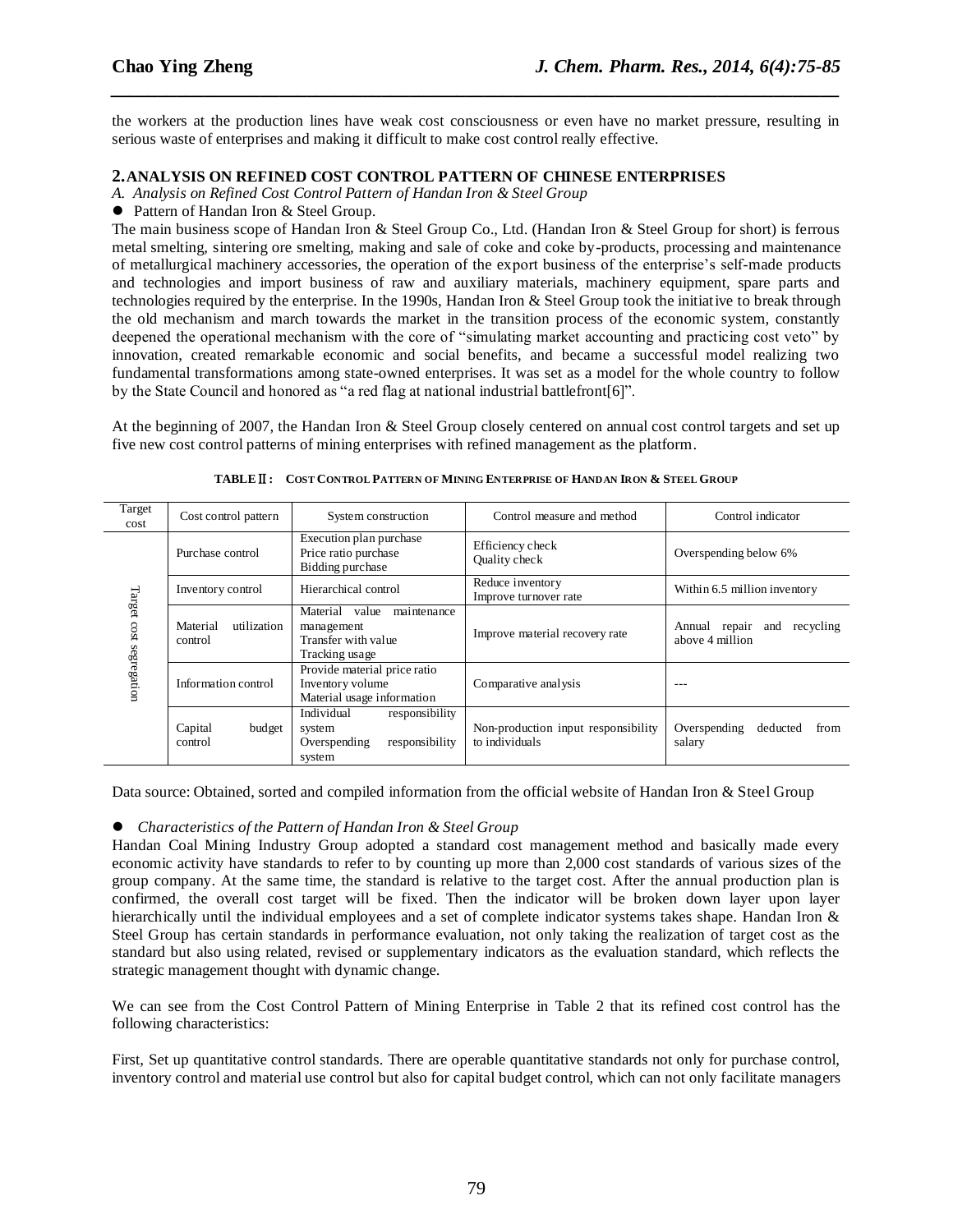the workers at the production lines have weak cost consciousness or even have no market pressure, resulting in serious waste of enterprises and making it difficult to make cost control really effective.

## 2. ANALYSIS ON REFINED COST CONTROL PATTERN OF CHINESE ENTERPRISES

*A. Analysis on Refined Cost Control Pattern of Handan Iron & Steel Group*

- Pattern of Handan Iron & Steel Group.

The main business scope of Handan Iron & Steel Group Co., Ltd. (Handan Iron & Steel Group for short) is ferrous metal smelting, sintering ore smelting, making and sale of coke and coke by-products, processing and maintenance of metallurgical machinery accessories, the operation of the export business of the enterprise's self-made products and technologies and import business of raw and auxiliary materials, machinery equipment, spare parts and technologies required by the enterprise. In the 1990s, Handan Iron & Steel Group took the initiative to break through the old mechanism and march towards the market in the transition process of the economic system, constantly deepened the operational mechanism with the core of "simulating market accounting and practicing cost veto" by innovation, created remarkable economic and social benefits, and became a successful model realizing two fundamental transformations among state-owned enterprises. It was set as a model for the whole country to follow by the State Council and honored as "a red flag at national industrial battlefront[6]".

At the beginning of 2007, the Handan Iron & Steel Group closely centered on annual cost control targets and set up five new cost control patterns of mining enterprises with refined management as the platform.

**TABLE Ⅱ: COST CONTROL PATTERN OF MINING ENTERPRISE OF HANDAN IRON & STEEL GROUP**

| Target cost | Cost control pattern | System construction | Control measure and method | Control indicator |
|---|---|---|---|---|
| Target cost segregation | Purchase control | Execution plan purchase<br>Price ratio purchase<br>Bidding purchase | Efficiency check<br>Quality check | Overspending below 6% |
| | Inventory control | Hierarchical control | Reduce inventory<br>Improve turnover rate | Within 6.5 million inventory |
| | Material utilization control | Material value maintenance management<br>Transfer with value<br>Tracking usage | Improve material recovery rate | Annual repair and recycling above 4 million |
| | Information control | Provide material price ratio<br>Inventory volume<br>Material usage information | Comparative analysis | --- |
| | Capital budget control | Individual responsibility system<br>Overspending responsibility system | Non-production input responsibility to individuals | Overspending deducted from salary |

Data source: Obtained, sorted and compiled information from the official website of Handan Iron & Steel Group

- *Characteristics of the Pattern of Handan Iron & Steel Group*

Handan Coal Mining Industry Group adopted a standard cost management method and basically made every economic activity have standards to refer to by counting up more than 2,000 cost standards of various sizes of the group company. At the same time, the standard is relative to the target cost. After the annual production plan is confirmed, the overall cost target will be fixed. Then the indicator will be broken down layer upon layer hierarchically until the individual employees and a set of complete indicator systems takes shape. Handan Iron & Steel Group has certain standards in performance evaluation, not only taking the realization of target cost as the standard but also using related, revised or supplementary indicators as the evaluation standard, which reflects the strategic management thought with dynamic change.

We can see from the Cost Control Pattern of Mining Enterprise in Table 2 that its refined cost control has the following characteristics:

First, Set up quantitative control standards. There are operable quantitative standards not only for purchase control, inventory control and material use control but also for capital budget control, which can not only facilitate managers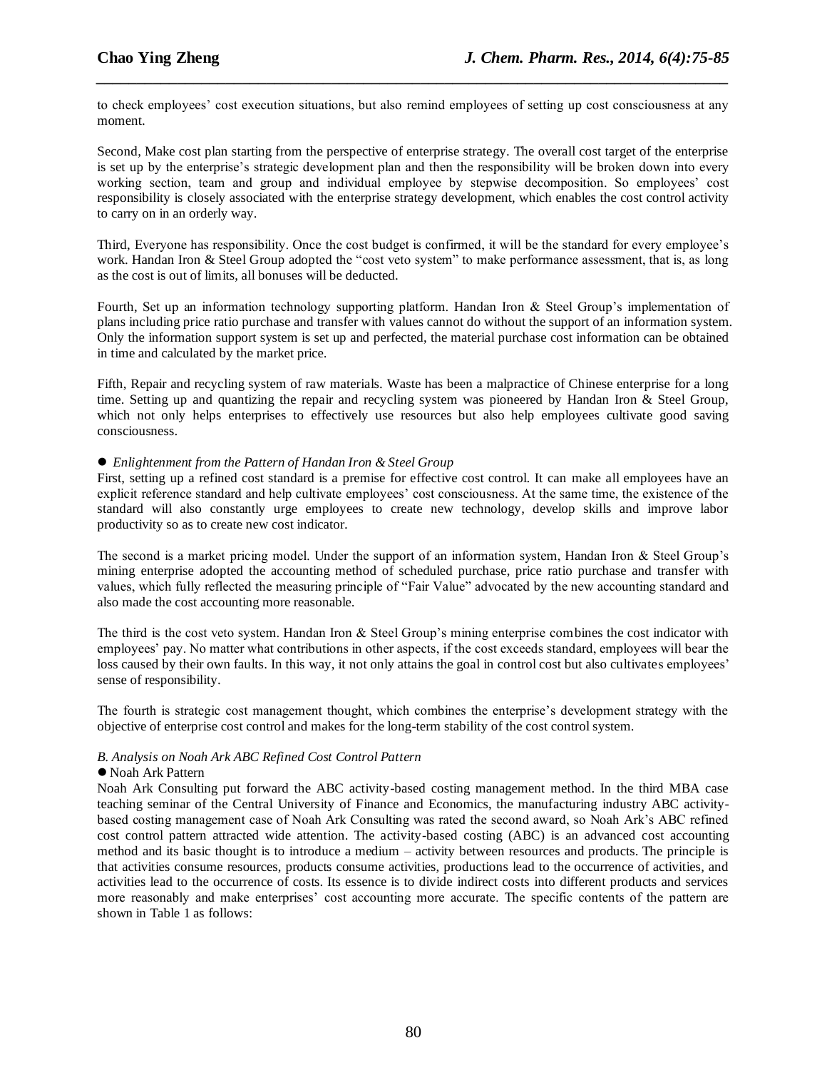to check employees' cost execution situations, but also remind employees of setting up cost consciousness at any moment.

Second, Make cost plan starting from the perspective of enterprise strategy. The overall cost target of the enterprise is set up by the enterprise's strategic development plan and then the responsibility will be broken down into every working section, team and group and individual employee by stepwise decomposition. So employees' cost responsibility is closely associated with the enterprise strategy development, which enables the cost control activity to carry on in an orderly way.

Third, Everyone has responsibility. Once the cost budget is confirmed, it will be the standard for every employee's work. Handan Iron & Steel Group adopted the "cost veto system" to make performance assessment, that is, as long as the cost is out of limits, all bonuses will be deducted.

Fourth, Set up an information technology supporting platform. Handan Iron & Steel Group's implementation of plans including price ratio purchase and transfer with values cannot do without the support of an information system. Only the information support system is set up and perfected, the material purchase cost information can be obtained in time and calculated by the market price.

Fifth, Repair and recycling system of raw materials. Waste has been a malpractice of Chinese enterprise for a long time. Setting up and quantizing the repair and recycling system was pioneered by Handan Iron & Steel Group, which not only helps enterprises to effectively use resources but also help employees cultivate good saving consciousness.

- *Enlightenment from the Pattern of Handan Iron & Steel Group*

First, setting up a refined cost standard is a premise for effective cost control. It can make all employees have an explicit reference standard and help cultivate employees' cost consciousness. At the same time, the existence of the standard will also constantly urge employees to create new technology, develop skills and improve labor productivity so as to create new cost indicator.

The second is a market pricing model. Under the support of an information system, Handan Iron & Steel Group's mining enterprise adopted the accounting method of scheduled purchase, price ratio purchase and transfer with values, which fully reflected the measuring principle of "Fair Value" advocated by the new accounting standard and also made the cost accounting more reasonable.

The third is the cost veto system. Handan Iron & Steel Group's mining enterprise combines the cost indicator with employees' pay. No matter what contributions in other aspects, if the cost exceeds standard, employees will bear the loss caused by their own faults. In this way, it not only attains the goal in control cost but also cultivates employees' sense of responsibility.

The fourth is strategic cost management thought, which combines the enterprise's development strategy with the objective of enterprise cost control and makes for the long-term stability of the cost control system.

*B. Analysis on Noah Ark ABC Refined Cost Control Pattern*

- Noah Ark Pattern

Noah Ark Consulting put forward the ABC activity-based costing management method. In the third MBA case teaching seminar of the Central University of Finance and Economics, the manufacturing industry ABC activity-based costing management case of Noah Ark Consulting was rated the second award, so Noah Ark's ABC refined cost control pattern attracted wide attention. The activity-based costing (ABC) is an advanced cost accounting method and its basic thought is to introduce a medium – activity between resources and products. The principle is that activities consume resources, products consume activities, productions lead to the occurrence of activities, and activities lead to the occurrence of costs. Its essence is to divide indirect costs into different products and services more reasonably and make enterprises' cost accounting more accurate. The specific contents of the pattern are shown in Table 1 as follows: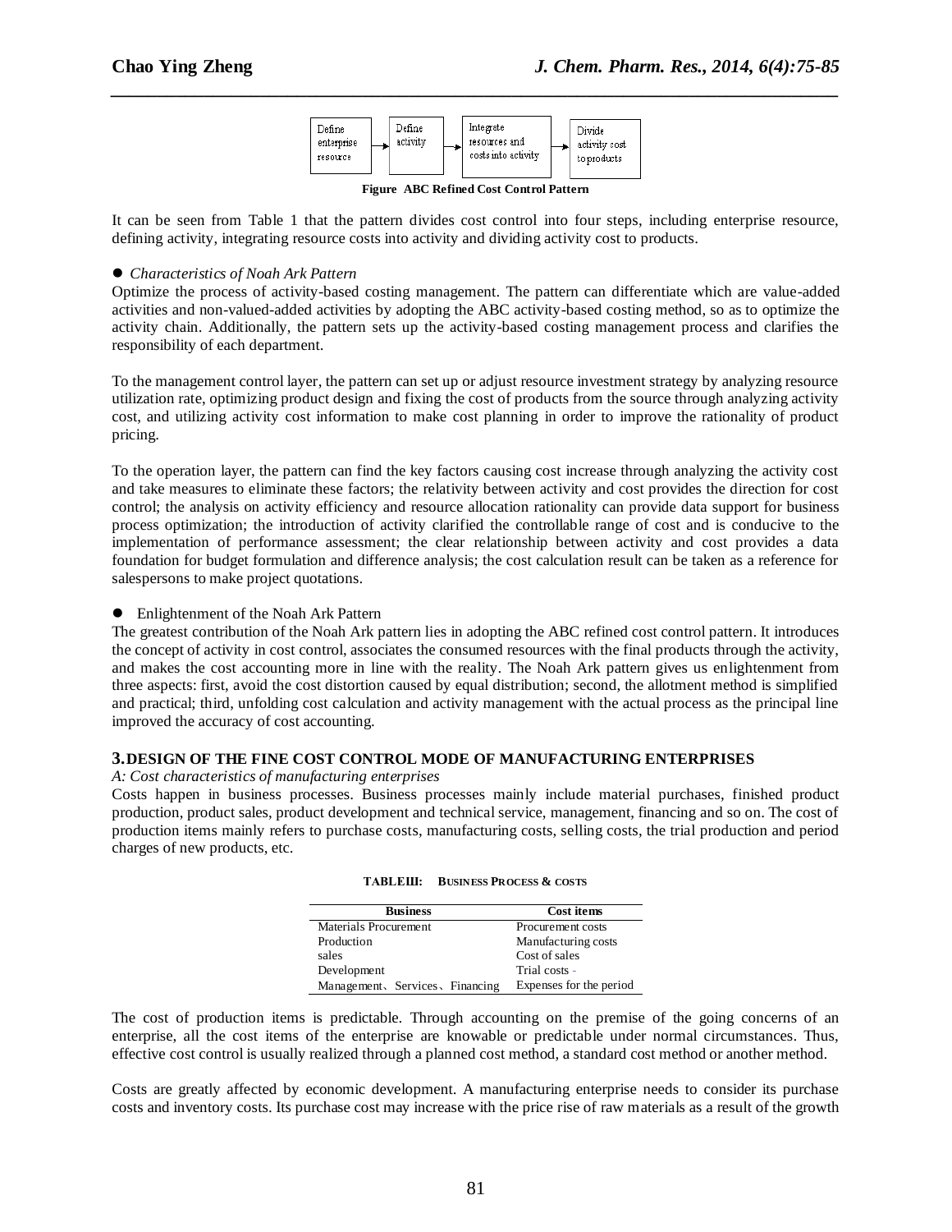Define enterprise resource → Define activity → Integrate resources and costs into activity → Divide activity cost to products

**Figure ABC Refined Cost Control Pattern**

It can be seen from Table 1 that the pattern divides cost control into four steps, including enterprise resource, defining activity, integrating resource costs into activity and dividing activity cost to products.

- *Characteristics of Noah Ark Pattern*

Optimize the process of activity-based costing management. The pattern can differentiate which are value-added activities and non-valued-added activities by adopting the ABC activity-based costing method, so as to optimize the activity chain. Additionally, the pattern sets up the activity-based costing management process and clarifies the responsibility of each department.

To the management control layer, the pattern can set up or adjust resource investment strategy by analyzing resource utilization rate, optimizing product design and fixing the cost of products from the source through analyzing activity cost, and utilizing activity cost information to make cost planning in order to improve the rationality of product pricing.

To the operation layer, the pattern can find the key factors causing cost increase through analyzing the activity cost and take measures to eliminate these factors; the relativity between activity and cost provides the direction for cost control; the analysis on activity efficiency and resource allocation rationality can provide data support for business process optimization; the introduction of activity clarified the controllable range of cost and is conducive to the implementation of performance assessment; the clear relationship between activity and cost provides a data foundation for budget formulation and difference analysis; the cost calculation result can be taken as a reference for salespersons to make project quotations.

- Enlightenment of the Noah Ark Pattern

The greatest contribution of the Noah Ark pattern lies in adopting the ABC refined cost control pattern. It introduces the concept of activity in cost control, associates the consumed resources with the final products through the activity, and makes the cost accounting more in line with the reality. The Noah Ark pattern gives us enlightenment from three aspects: first, avoid the cost distortion caused by equal distribution; second, the allotment method is simplified and practical; third, unfolding cost calculation and activity management with the actual process as the principal line improved the accuracy of cost accounting.

## 3. DESIGN OF THE FINE COST CONTROL MODE OF MANUFACTURING ENTERPRISES

*A: Cost characteristics of manufacturing enterprises*

Costs happen in business processes. Business processes mainly include material purchases, finished product production, product sales, product development and technical service, management, financing and so on. The cost of production items mainly refers to purchase costs, manufacturing costs, selling costs, the trial production and period charges of new products, etc.

**TABLEIII: BUSINESS PROCESS & COSTS**

| Business | Cost items |
|---|---|
| Materials Procurement | Procurement costs |
| Production | Manufacturing costs |
| sales | Cost of sales |
| Development | Trial costs |
| Management、Services、Financing | Expenses for the period |

The cost of production items is predictable. Through accounting on the premise of the going concerns of an enterprise, all the cost items of the enterprise are knowable or predictable under normal circumstances. Thus, effective cost control is usually realized through a planned cost method, a standard cost method or another method.

Costs are greatly affected by economic development. A manufacturing enterprise needs to consider its purchase costs and inventory costs. Its purchase cost may increase with the price rise of raw materials as a result of the growth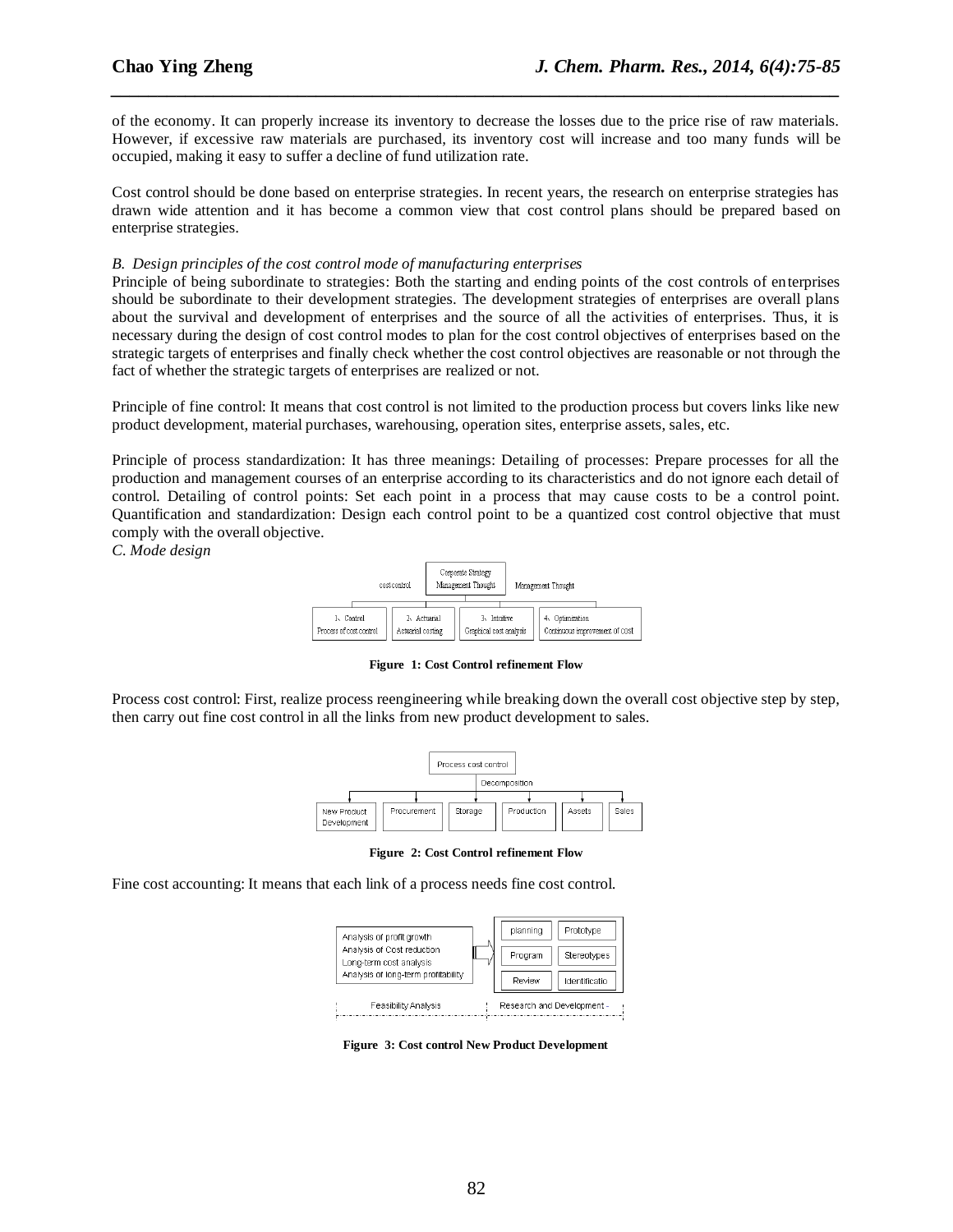of the economy. It can properly increase its inventory to decrease the losses due to the price rise of raw materials. However, if excessive raw materials are purchased, its inventory cost will increase and too many funds will be occupied, making it easy to suffer a decline of fund utilization rate.

Cost control should be done based on enterprise strategies. In recent years, the research on enterprise strategies has drawn wide attention and it has become a common view that cost control plans should be prepared based on enterprise strategies.

*B. Design principles of the cost control mode of manufacturing enterprises*

Principle of being subordinate to strategies: Both the starting and ending points of the cost controls of enterprises should be subordinate to their development strategies. The development strategies of enterprises are overall plans about the survival and development of enterprises and the source of all the activities of enterprises. Thus, it is necessary during the design of cost control modes to plan for the cost control objectives of enterprises based on the strategic targets of enterprises and finally check whether the cost control objectives are reasonable or not through the fact of whether the strategic targets of enterprises are realized or not.

Principle of fine control: It means that cost control is not limited to the production process but covers links like new product development, material purchases, warehousing, operation sites, enterprise assets, sales, etc.

Principle of process standardization: It has three meanings: Detailing of processes: Prepare processes for all the production and management courses of an enterprise according to its characteristics and do not ignore each detail of control. Detailing of control points: Set each point in a process that may cause costs to be a control point. Quantification and standardization: Design each control point to be a quantized cost control objective that must comply with the overall objective.

*C. Mode design*

Corporate Strategy Management Thought

cost control — Management Thought

1、Control: Process of cost control | 2、Actuarial: Actuarial costing | 3、Intuitive: Graphical cost analysis | 4、Optimization: Continuous improvement of cost

**Figure 1: Cost Control refinement Flow**

Process cost control: First, realize process reengineering while breaking down the overall cost objective step by step, then carry out fine cost control in all the links from new product development to sales.

Process cost control

Decomposition

New Product Development | Procurement | Storage | Production | Assets | Sales

**Figure 2: Cost Control refinement Flow**

Fine cost accounting: It means that each link of a process needs fine cost control.

Feasibility Analysis: Analysis of profit growth; Analysis of Cost reduction; Long-term cost analysis; Analysis of long-term profitability

Research and Development: planning; Prototype; Program; Stereotypes; Review; Identificatio

**Figure 3: Cost control New Product Development**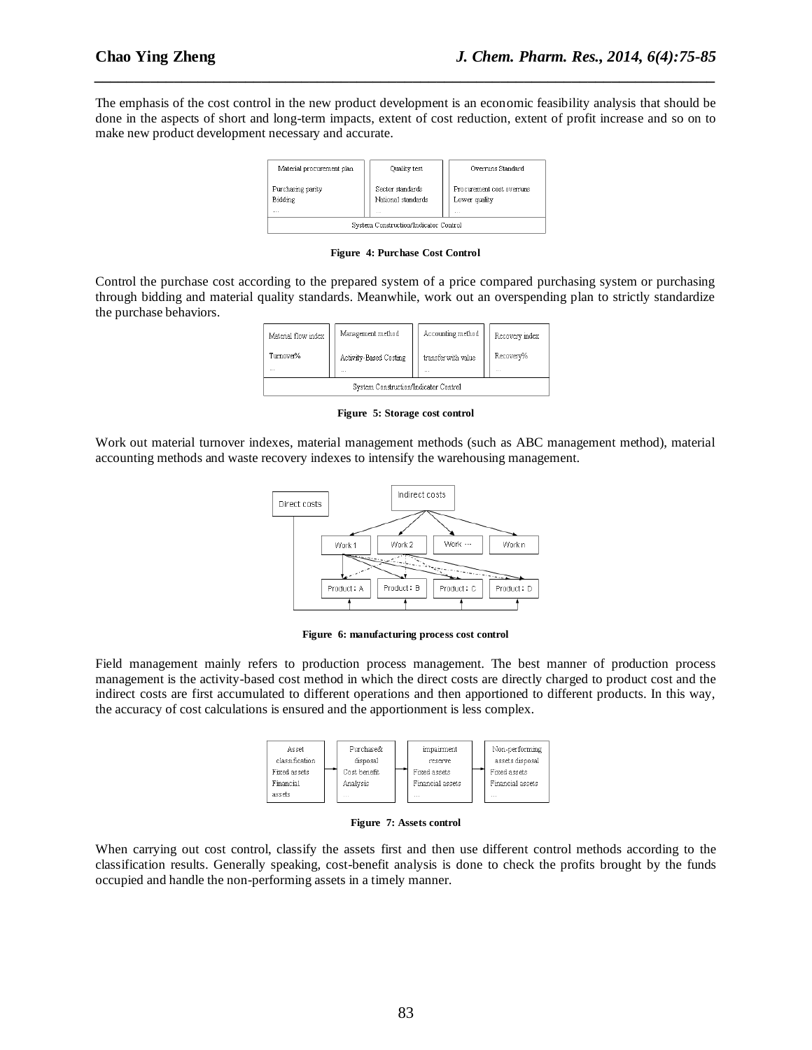The emphasis of the cost control in the new product development is an economic feasibility analysis that should be done in the aspects of short and long-term impacts, extent of cost reduction, extent of profit increase and so on to make new product development necessary and accurate.

| Material procurement plan | Quality test | Overruns Standard |
|---|---|---|
| Purchasing parity<br>Bidding<br>... | Sector standards<br>National standards<br>... | Procurement cost overruns<br>Lower quality<br>... |
| System Construction/Indicator Control | | |

**Figure 4: Purchase Cost Control**

Control the purchase cost according to the prepared system of a price compared purchasing system or purchasing through bidding and material quality standards. Meanwhile, work out an overspending plan to strictly standardize the purchase behaviors.

| Material flow index | Management method | Accounting method | Recovery index |
|---|---|---|---|
| Turnover%<br>... | Activity-Based Costing<br>... | transfer with value<br>... | Recovery%<br>... |
| System Construction/Indicator Control | | | |

**Figure 5: Storage cost control**

Work out material turnover indexes, material management methods (such as ABC management method), material accounting methods and waste recovery indexes to intensify the warehousing management.

**Figure 6: manufacturing process cost control**

Field management mainly refers to production process management. The best manner of production process management is the activity-based cost method in which the direct costs are directly charged to product cost and the indirect costs are first accumulated to different operations and then apportioned to different products. In this way, the accuracy of cost calculations is ensured and the apportionment is less complex.

**Figure 7: Assets control**

When carrying out cost control, classify the assets first and then use different control methods according to the classification results. Generally speaking, cost-benefit analysis is done to check the profits brought by the funds occupied and handle the non-performing assets in a timely manner.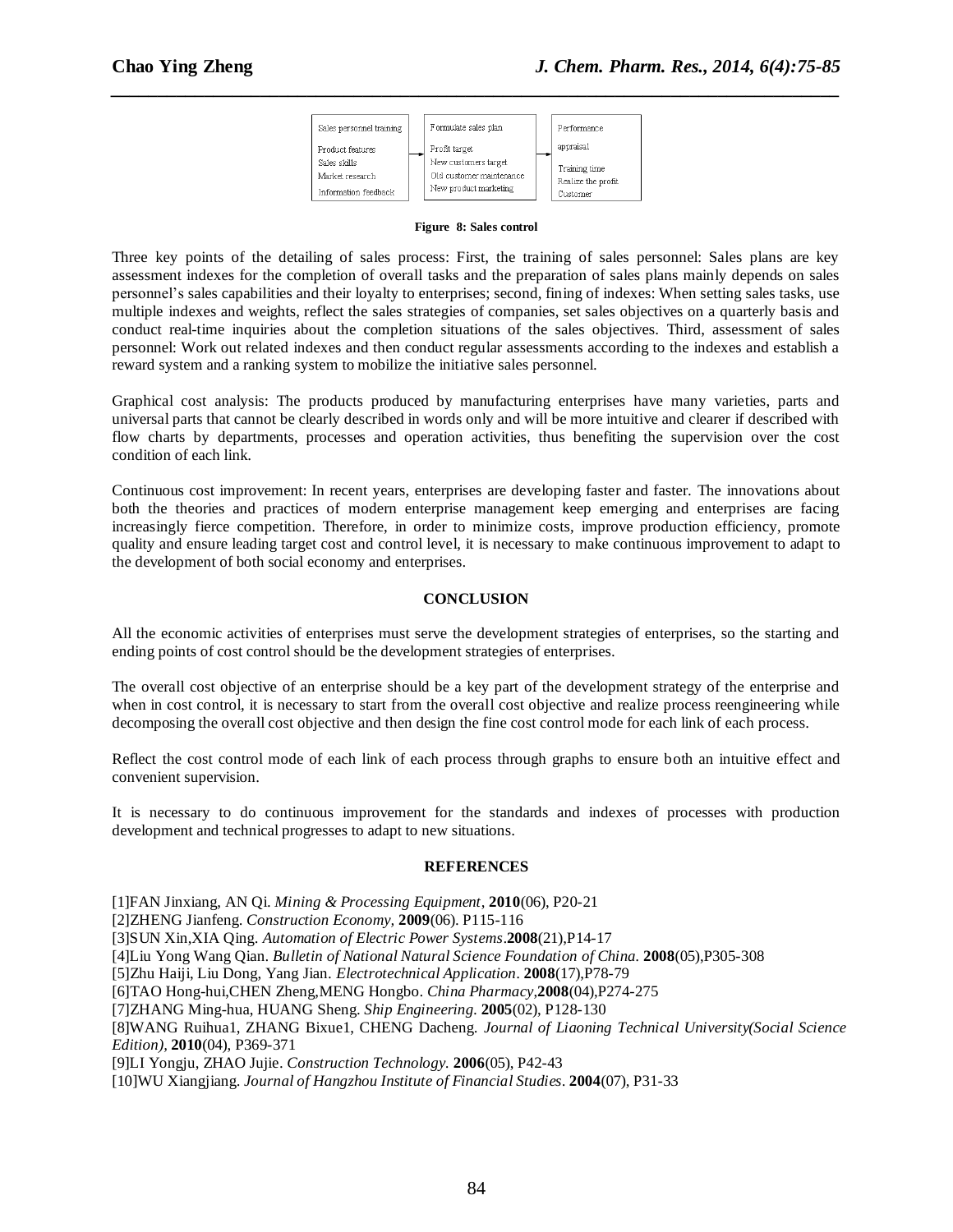| Sales personnel training | Formulate sales plan | Performance appraisal |
| --- | --- | --- |
| Product features | Profit target | Training time |
| Sales skills | New customers target | Realize the profit |
| Market research | Old customer maintenance | Customer |
| Information feedback | New product marketing | |

**Figure 8: Sales control**

Three key points of the detailing of sales process: First, the training of sales personnel: Sales plans are key assessment indexes for the completion of overall tasks and the preparation of sales plans mainly depends on sales personnel's sales capabilities and their loyalty to enterprises; second, fining of indexes: When setting sales tasks, use multiple indexes and weights, reflect the sales strategies of companies, set sales objectives on a quarterly basis and conduct real-time inquiries about the completion situations of the sales objectives. Third, assessment of sales personnel: Work out related indexes and then conduct regular assessments according to the indexes and establish a reward system and a ranking system to mobilize the initiative sales personnel.

Graphical cost analysis: The products produced by manufacturing enterprises have many varieties, parts and universal parts that cannot be clearly described in words only and will be more intuitive and clearer if described with flow charts by departments, processes and operation activities, thus benefiting the supervision over the cost condition of each link.

Continuous cost improvement: In recent years, enterprises are developing faster and faster. The innovations about both the theories and practices of modern enterprise management keep emerging and enterprises are facing increasingly fierce competition. Therefore, in order to minimize costs, improve production efficiency, promote quality and ensure leading target cost and control level, it is necessary to make continuous improvement to adapt to the development of both social economy and enterprises.

## CONCLUSION

All the economic activities of enterprises must serve the development strategies of enterprises, so the starting and ending points of cost control should be the development strategies of enterprises.

The overall cost objective of an enterprise should be a key part of the development strategy of the enterprise and when in cost control, it is necessary to start from the overall cost objective and realize process reengineering while decomposing the overall cost objective and then design the fine cost control mode for each link of each process.

Reflect the cost control mode of each link of each process through graphs to ensure both an intuitive effect and convenient supervision.

It is necessary to do continuous improvement for the standards and indexes of processes with production development and technical progresses to adapt to new situations.

## REFERENCES

[1]FAN Jinxiang, AN Qi. *Mining & Processing Equipment*, **2010**(06), P20-21
[2]ZHENG Jianfeng. *Construction Economy*, **2009**(06). P115-116
[3]SUN Xin,XIA Qing. *Automation of Electric Power Systems*.**2008**(21),P14-17
[4]Liu Yong Wang Qian. *Bulletin of National Natural Science Foundation of China*. **2008**(05),P305-308
[5]Zhu Haiji, Liu Dong, Yang Jian. *Electrotechnical Application*. **2008**(17),P78-79
[6]TAO Hong-hui,CHEN Zheng,MENG Hongbo. *China Pharmacy*,**2008**(04),P274-275
[7]ZHANG Ming-hua, HUANG Sheng. *Ship Engineering*. **2005**(02), P128-130
[8]WANG Ruihua1, ZHANG Bixue1, CHENG Dacheng. *Journal of Liaoning Technical University(Social Science Edition)*, **2010**(04), P369-371
[9]LI Yongju, ZHAO Jujie. *Construction Technology*. **2006**(05), P42-43
[10]WU Xiangjiang. *Journal of Hangzhou Institute of Financial Studies*. **2004**(07), P31-33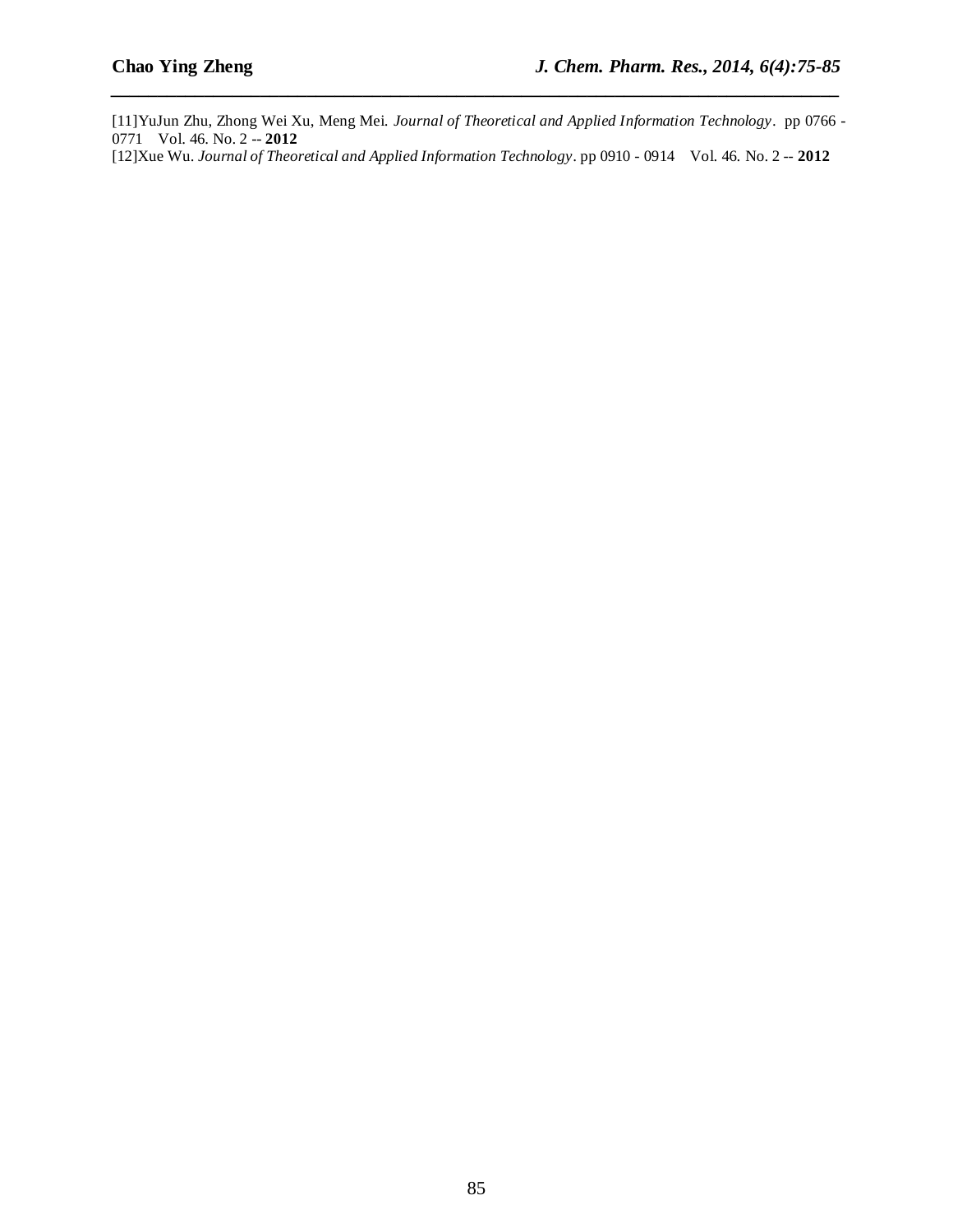[11]YuJun Zhu, Zhong Wei Xu, Meng Mei. *Journal of Theoretical and Applied Information Technology*. pp 0766 - 0771 Vol. 46. No. 2 -- **2012**

[12]Xue Wu. *Journal of Theoretical and Applied Information Technology*. pp 0910 - 0914 Vol. 46. No. 2 -- **2012**